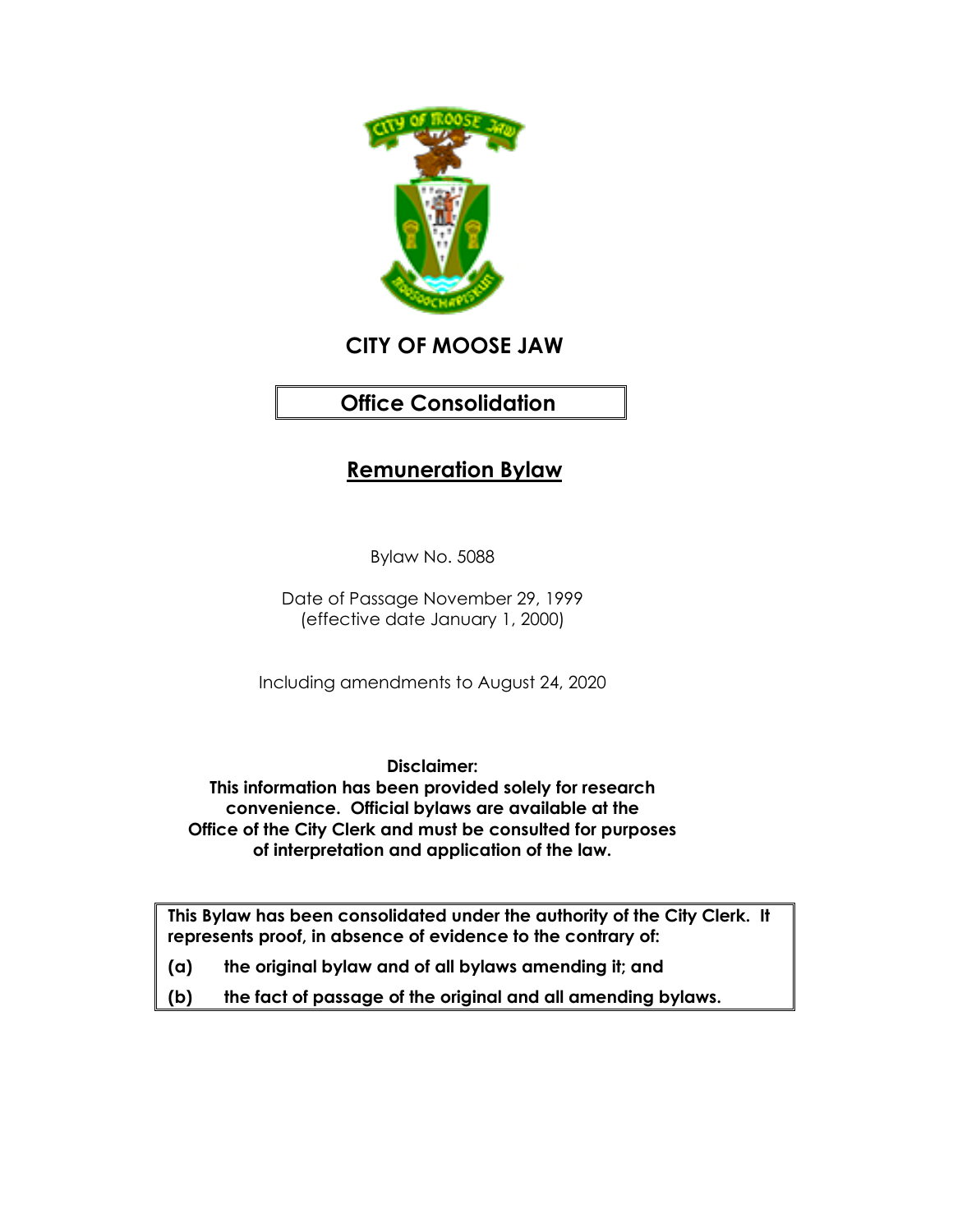# CITY OF MOOSE JAW

**Office Consolidation**

## Remuneration Bylaw

Bylaw No. 5088

Date of Passage November 29, 1999
(effective date January 1, 2000)

Including amendments to August 24, 2020

**Disclaimer:**
**This information has been provided solely for research convenience. Official bylaws are available at the Office of the City Clerk and must be consulted for purposes of interpretation and application of the law.**

**This Bylaw has been consolidated under the authority of the City Clerk. It represents proof, in absence of evidence to the contrary of:**

**(a) the original bylaw and of all bylaws amending it; and**

**(b) the fact of passage of the original and all amending bylaws.**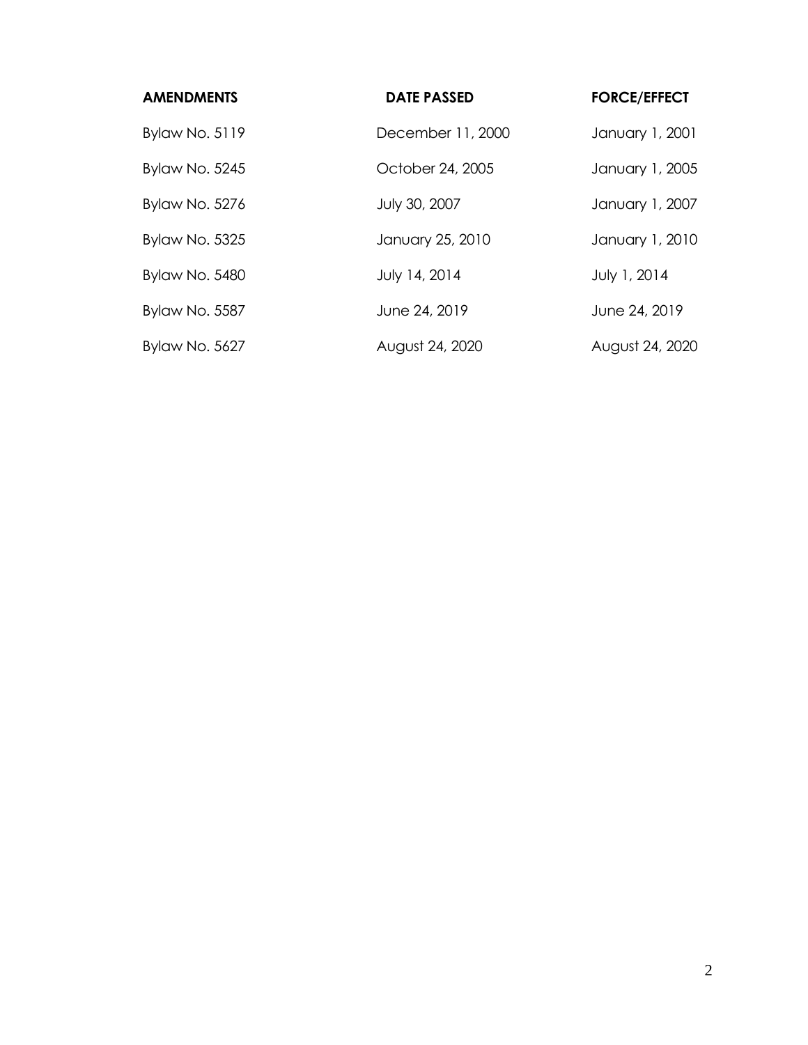| AMENDMENTS | DATE PASSED | FORCE/EFFECT |
| --- | --- | --- |
| Bylaw No. 5119 | December 11, 2000 | January 1, 2001 |
| Bylaw No. 5245 | October 24, 2005 | January 1, 2005 |
| Bylaw No. 5276 | July 30, 2007 | January 1, 2007 |
| Bylaw No. 5325 | January 25, 2010 | January 1, 2010 |
| Bylaw No. 5480 | July 14, 2014 | July 1, 2014 |
| Bylaw No. 5587 | June 24, 2019 | June 24, 2019 |
| Bylaw No. 5627 | August 24, 2020 | August 24, 2020 |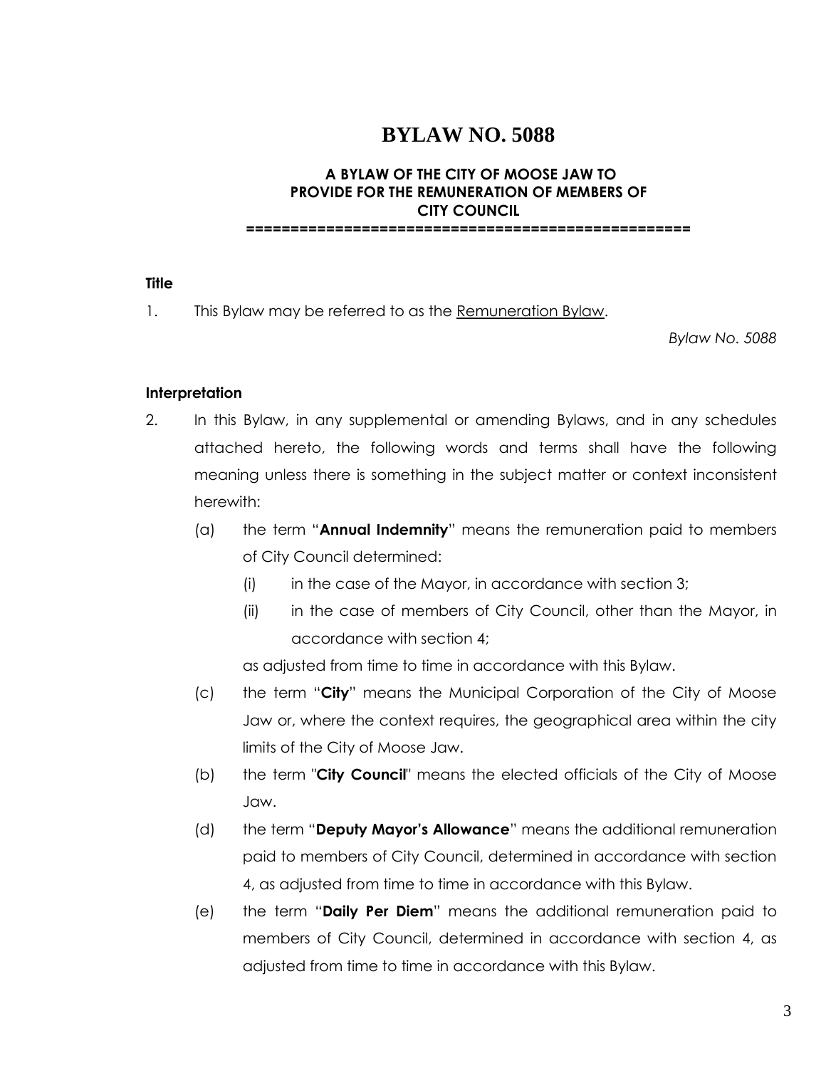# BYLAW NO. 5088

## A BYLAW OF THE CITY OF MOOSE JAW TO PROVIDE FOR THE REMUNERATION OF MEMBERS OF CITY COUNCIL

==================================================

**Title**

1. This Bylaw may be referred to as the Remuneration Bylaw.

*Bylaw No. 5088*

**Interpretation**

2. In this Bylaw, in any supplemental or amending Bylaws, and in any schedules attached hereto, the following words and terms shall have the following meaning unless there is something in the subject matter or context inconsistent herewith:

   (a) the term "**Annual Indemnity**" means the remuneration paid to members of City Council determined:

   (i) in the case of the Mayor, in accordance with section 3;

   (ii) in the case of members of City Council, other than the Mayor, in accordance with section 4;

   as adjusted from time to time in accordance with this Bylaw.

   (c) the term "**City**" means the Municipal Corporation of the City of Moose Jaw or, where the context requires, the geographical area within the city limits of the City of Moose Jaw.

   (b) the term "**City Council**" means the elected officials of the City of Moose Jaw.

   (d) the term "**Deputy Mayor's Allowance**" means the additional remuneration paid to members of City Council, determined in accordance with section 4, as adjusted from time to time in accordance with this Bylaw.

   (e) the term "**Daily Per Diem**" means the additional remuneration paid to members of City Council, determined in accordance with section 4, as adjusted from time to time in accordance with this Bylaw.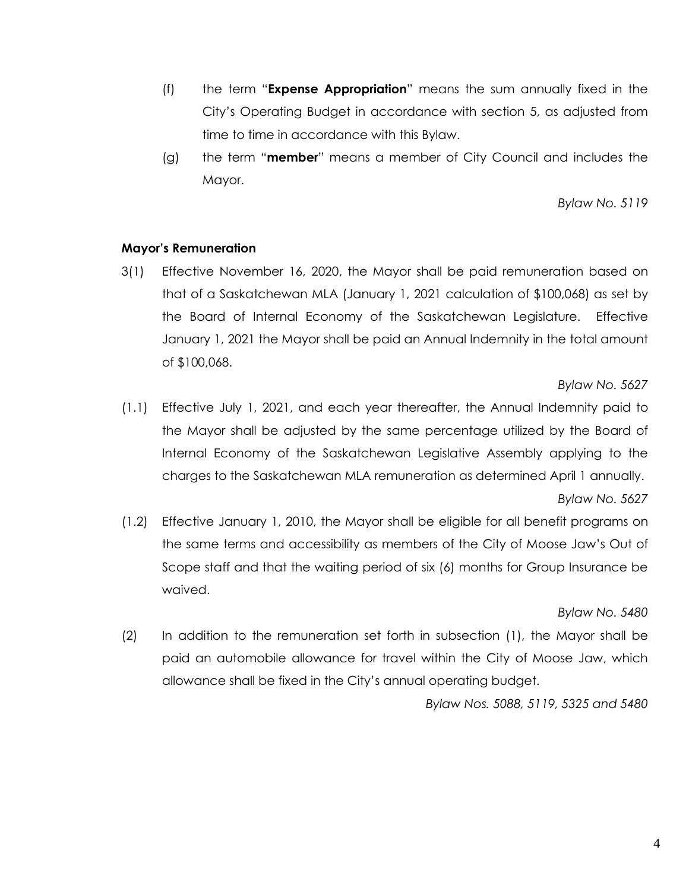(f) the term "**Expense Appropriation**" means the sum annually fixed in the City's Operating Budget in accordance with section 5, as adjusted from time to time in accordance with this Bylaw.

(g) the term "**member**" means a member of City Council and includes the Mayor.

*Bylaw No. 5119*

**Mayor's Remuneration**

3(1) Effective November 16, 2020, the Mayor shall be paid remuneration based on that of a Saskatchewan MLA (January 1, 2021 calculation of $100,068) as set by the Board of Internal Economy of the Saskatchewan Legislature. Effective January 1, 2021 the Mayor shall be paid an Annual Indemnity in the total amount of $100,068.

*Bylaw No. 5627*

(1.1) Effective July 1, 2021, and each year thereafter, the Annual Indemnity paid to the Mayor shall be adjusted by the same percentage utilized by the Board of Internal Economy of the Saskatchewan Legislative Assembly applying to the charges to the Saskatchewan MLA remuneration as determined April 1 annually.

*Bylaw No. 5627*

(1.2) Effective January 1, 2010, the Mayor shall be eligible for all benefit programs on the same terms and accessibility as members of the City of Moose Jaw's Out of Scope staff and that the waiting period of six (6) months for Group Insurance be waived.

*Bylaw No. 5480*

(2) In addition to the remuneration set forth in subsection (1), the Mayor shall be paid an automobile allowance for travel within the City of Moose Jaw, which allowance shall be fixed in the City's annual operating budget.

*Bylaw Nos. 5088, 5119, 5325 and 5480*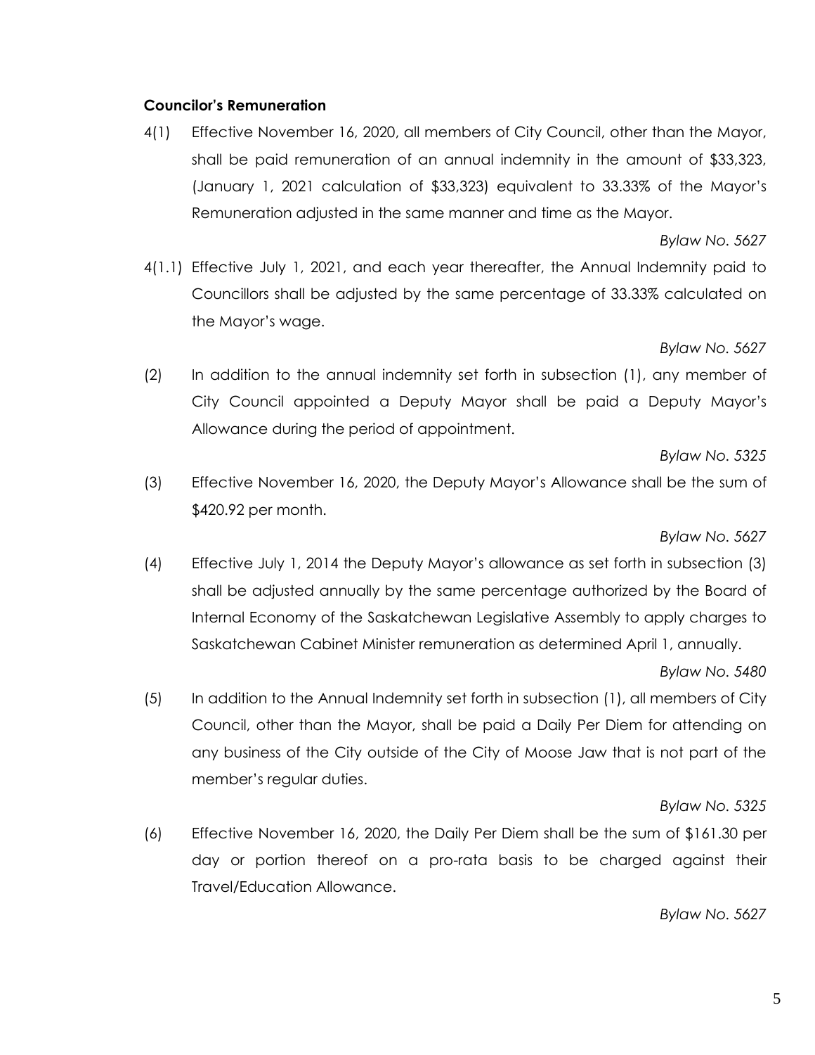**Councilor's Remuneration**

4(1) Effective November 16, 2020, all members of City Council, other than the Mayor, shall be paid remuneration of an annual indemnity in the amount of $33,323, (January 1, 2021 calculation of $33,323) equivalent to 33.33% of the Mayor's Remuneration adjusted in the same manner and time as the Mayor.

*Bylaw No. 5627*

4(1.1) Effective July 1, 2021, and each year thereafter, the Annual Indemnity paid to Councillors shall be adjusted by the same percentage of 33.33% calculated on the Mayor's wage.

*Bylaw No. 5627*

(2) In addition to the annual indemnity set forth in subsection (1), any member of City Council appointed a Deputy Mayor shall be paid a Deputy Mayor's Allowance during the period of appointment.

*Bylaw No. 5325*

(3) Effective November 16, 2020, the Deputy Mayor's Allowance shall be the sum of $420.92 per month.

*Bylaw No. 5627*

(4) Effective July 1, 2014 the Deputy Mayor's allowance as set forth in subsection (3) shall be adjusted annually by the same percentage authorized by the Board of Internal Economy of the Saskatchewan Legislative Assembly to apply charges to Saskatchewan Cabinet Minister remuneration as determined April 1, annually.

*Bylaw No. 5480*

(5) In addition to the Annual Indemnity set forth in subsection (1), all members of City Council, other than the Mayor, shall be paid a Daily Per Diem for attending on any business of the City outside of the City of Moose Jaw that is not part of the member's regular duties.

*Bylaw No. 5325*

(6) Effective November 16, 2020, the Daily Per Diem shall be the sum of $161.30 per day or portion thereof on a pro-rata basis to be charged against their Travel/Education Allowance.

*Bylaw No. 5627*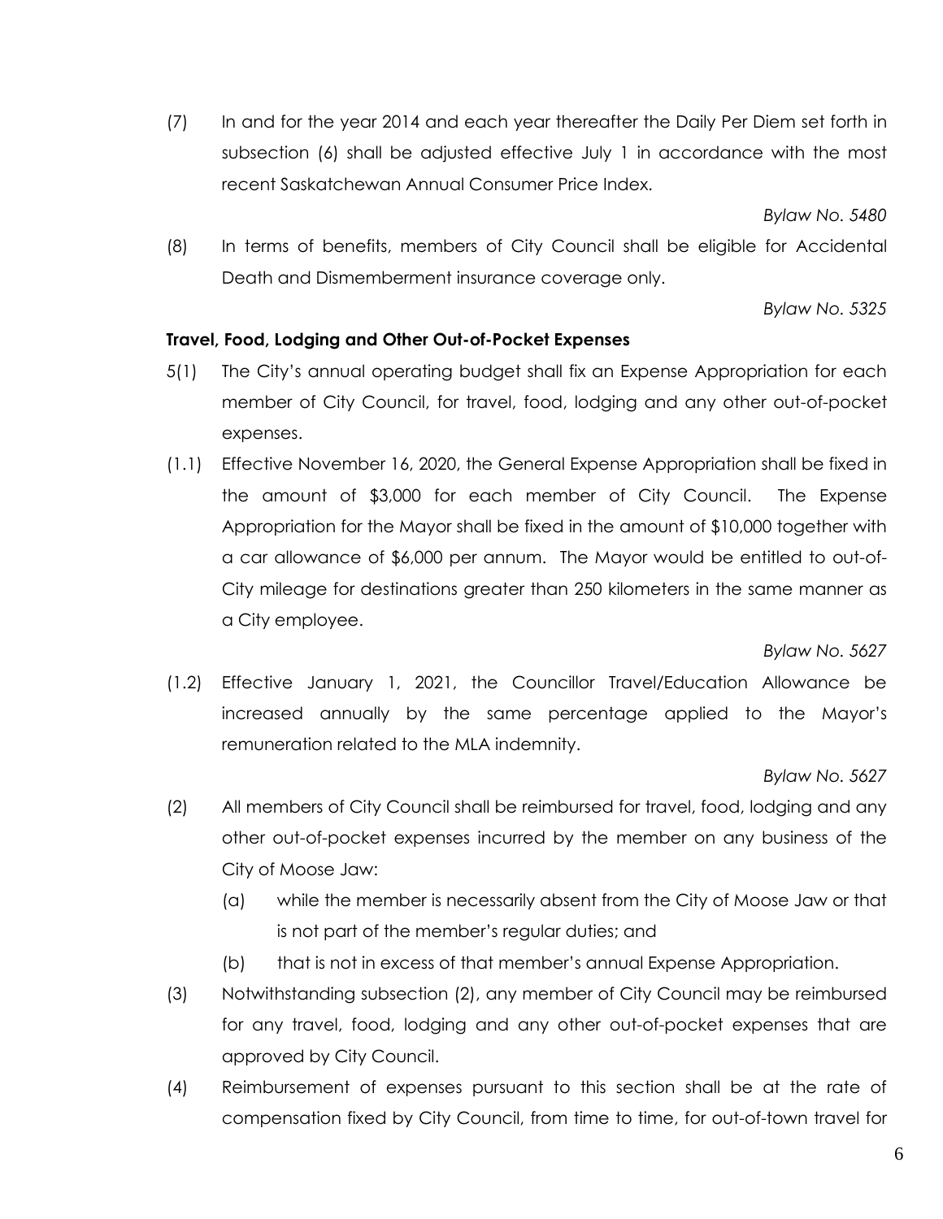(7) In and for the year 2014 and each year thereafter the Daily Per Diem set forth in subsection (6) shall be adjusted effective July 1 in accordance with the most recent Saskatchewan Annual Consumer Price Index.

*Bylaw No. 5480*

(8) In terms of benefits, members of City Council shall be eligible for Accidental Death and Dismemberment insurance coverage only.

*Bylaw No. 5325*

**Travel, Food, Lodging and Other Out-of-Pocket Expenses**

5(1) The City's annual operating budget shall fix an Expense Appropriation for each member of City Council, for travel, food, lodging and any other out-of-pocket expenses.

(1.1) Effective November 16, 2020, the General Expense Appropriation shall be fixed in the amount of $3,000 for each member of City Council. The Expense Appropriation for the Mayor shall be fixed in the amount of $10,000 together with a car allowance of $6,000 per annum. The Mayor would be entitled to out-of-City mileage for destinations greater than 250 kilometers in the same manner as a City employee.

*Bylaw No. 5627*

(1.2) Effective January 1, 2021, the Councillor Travel/Education Allowance be increased annually by the same percentage applied to the Mayor's remuneration related to the MLA indemnity.

*Bylaw No. 5627*

(2) All members of City Council shall be reimbursed for travel, food, lodging and any other out-of-pocket expenses incurred by the member on any business of the City of Moose Jaw:

- (a) while the member is necessarily absent from the City of Moose Jaw or that is not part of the member's regular duties; and
- (b) that is not in excess of that member's annual Expense Appropriation.

(3) Notwithstanding subsection (2), any member of City Council may be reimbursed for any travel, food, lodging and any other out-of-pocket expenses that are approved by City Council.

(4) Reimbursement of expenses pursuant to this section shall be at the rate of compensation fixed by City Council, from time to time, for out-of-town travel for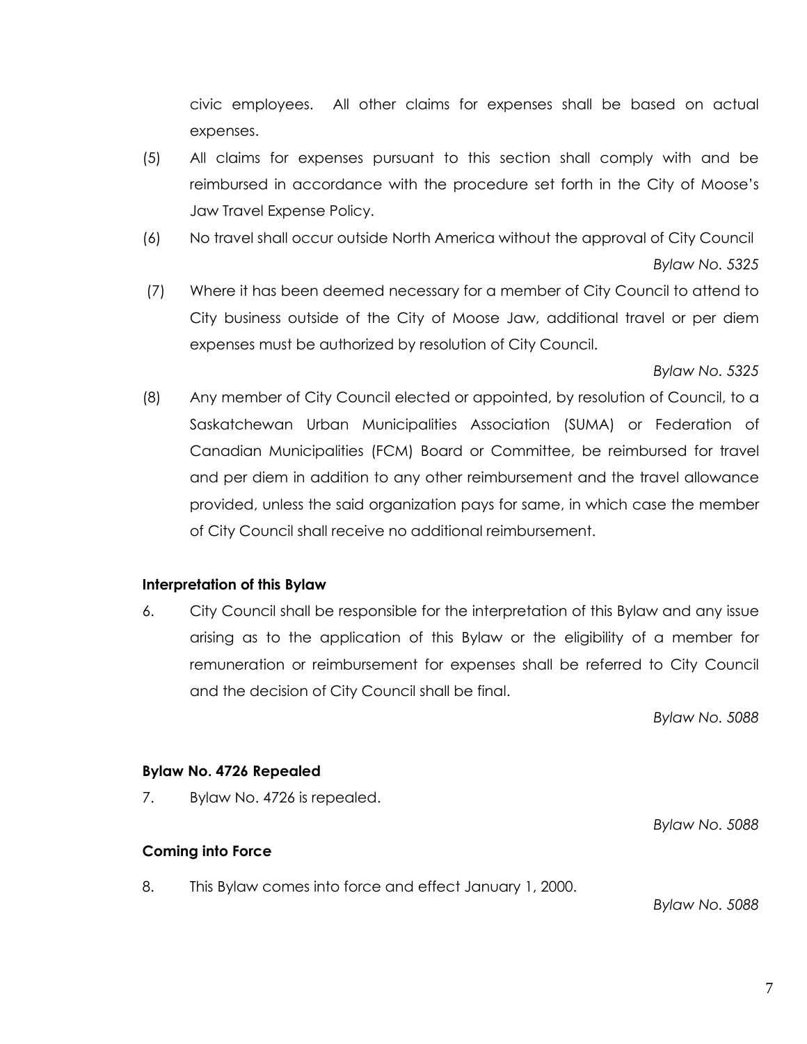civic employees. All other claims for expenses shall be based on actual expenses.

(5) All claims for expenses pursuant to this section shall comply with and be reimbursed in accordance with the procedure set forth in the City of Moose's Jaw Travel Expense Policy.

(6) No travel shall occur outside North America without the approval of City Council

*Bylaw No. 5325*

(7) Where it has been deemed necessary for a member of City Council to attend to City business outside of the City of Moose Jaw, additional travel or per diem expenses must be authorized by resolution of City Council.

*Bylaw No. 5325*

(8) Any member of City Council elected or appointed, by resolution of Council, to a Saskatchewan Urban Municipalities Association (SUMA) or Federation of Canadian Municipalities (FCM) Board or Committee, be reimbursed for travel and per diem in addition to any other reimbursement and the travel allowance provided, unless the said organization pays for same, in which case the member of City Council shall receive no additional reimbursement.

**Interpretation of this Bylaw**

6. City Council shall be responsible for the interpretation of this Bylaw and any issue arising as to the application of this Bylaw or the eligibility of a member for remuneration or reimbursement for expenses shall be referred to City Council and the decision of City Council shall be final.

*Bylaw No. 5088*

**Bylaw No. 4726 Repealed**

7. Bylaw No. 4726 is repealed.

*Bylaw No. 5088*

**Coming into Force**

8. This Bylaw comes into force and effect January 1, 2000.

*Bylaw No. 5088*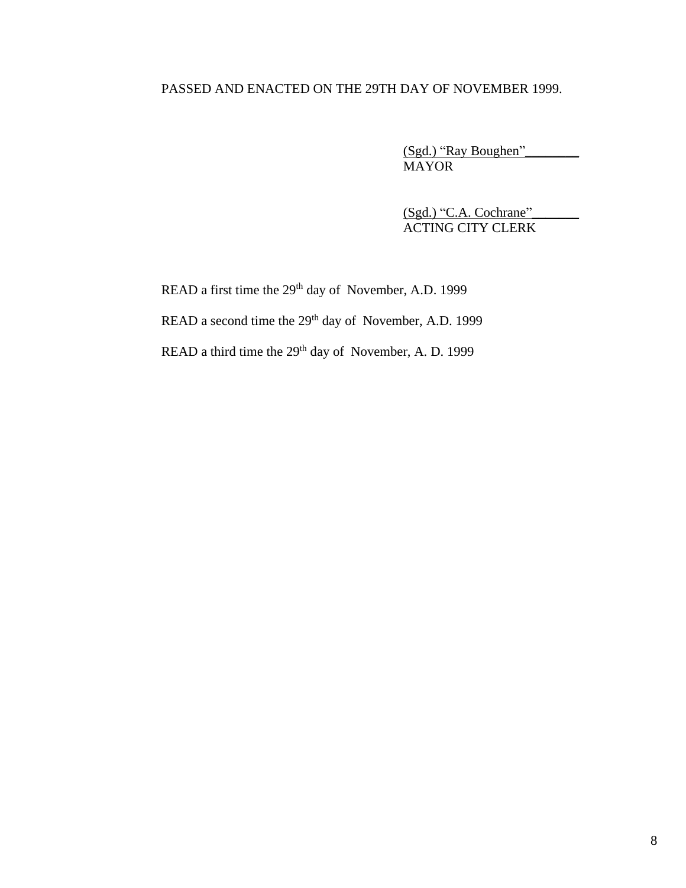PASSED AND ENACTED ON THE 29TH DAY OF NOVEMBER 1999.

(Sgd.) "Ray Boughen"________
MAYOR

(Sgd.) "C.A. Cochrane"_______
ACTING CITY CLERK

READ a first time the 29th day of November, A.D. 1999

READ a second time the 29th day of November, A.D. 1999

READ a third time the 29th day of November, A. D. 1999